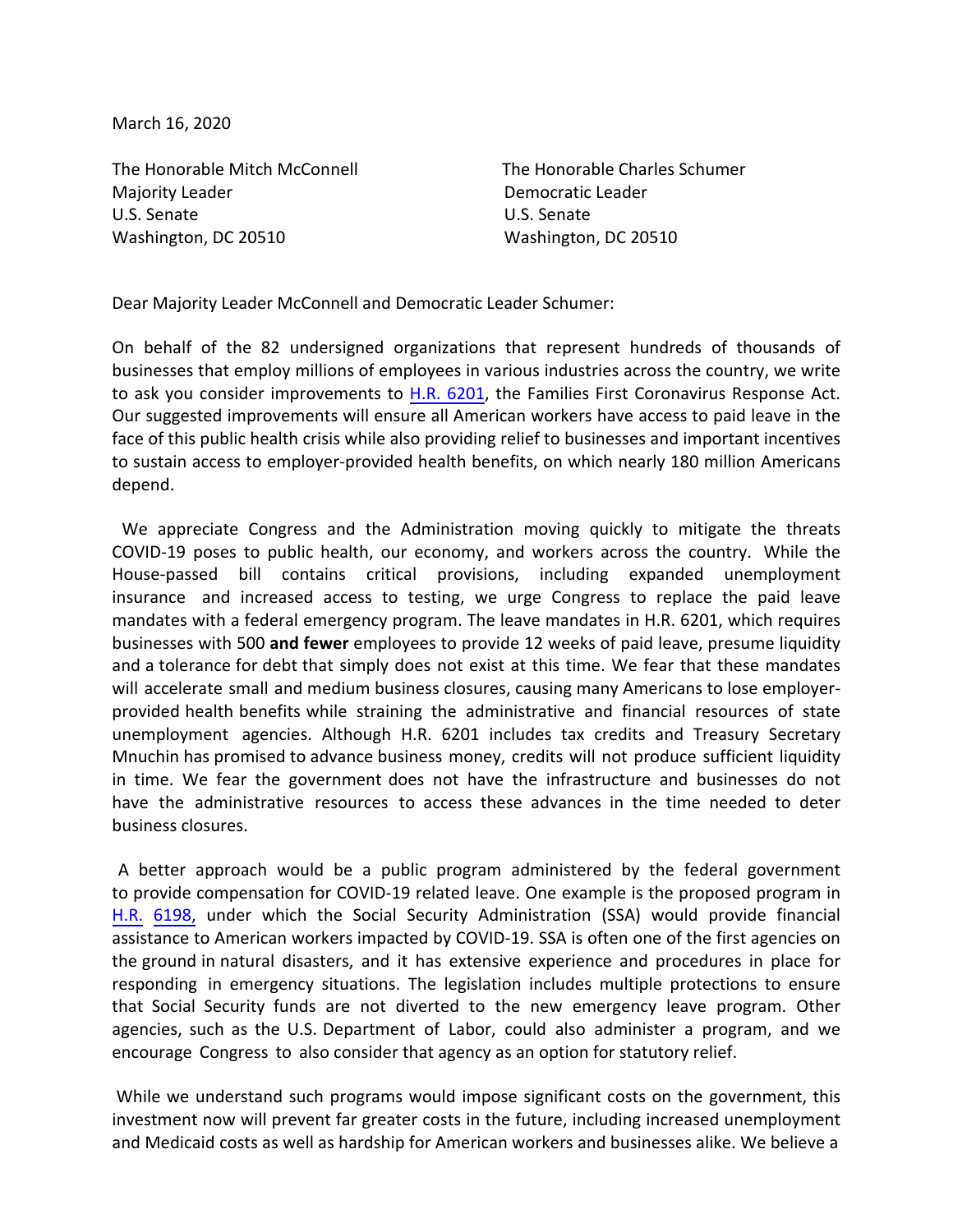March 16, 2020

The Honorable Mitch McConnell
Majority Leader
U.S. Senate
Washington, DC 20510

The Honorable Charles Schumer
Democratic Leader
U.S. Senate
Washington, DC 20510

Dear Majority Leader McConnell and Democratic Leader Schumer:

On behalf of the 82 undersigned organizations that represent hundreds of thousands of businesses that employ millions of employees in various industries across the country, we write to ask you consider improvements to H.R. 6201, the Families First Coronavirus Response Act. Our suggested improvements will ensure all American workers have access to paid leave in the face of this public health crisis while also providing relief to businesses and important incentives to sustain access to employer-provided health benefits, on which nearly 180 million Americans depend.

We appreciate Congress and the Administration moving quickly to mitigate the threats COVID-19 poses to public health, our economy, and workers across the country. While the House-passed bill contains critical provisions, including expanded unemployment insurance and increased access to testing, we urge Congress to replace the paid leave mandates with a federal emergency program. The leave mandates in H.R. 6201, which requires businesses with 500 **and fewer** employees to provide 12 weeks of paid leave, presume liquidity and a tolerance for debt that simply does not exist at this time. We fear that these mandates will accelerate small and medium business closures, causing many Americans to lose employer-provided health benefits while straining the administrative and financial resources of state unemployment agencies. Although H.R. 6201 includes tax credits and Treasury Secretary Mnuchin has promised to advance business money, credits will not produce sufficient liquidity in time. We fear the government does not have the infrastructure and businesses do not have the administrative resources to access these advances in the time needed to deter business closures.

A better approach would be a public program administered by the federal government to provide compensation for COVID-19 related leave. One example is the proposed program in H.R. 6198, under which the Social Security Administration (SSA) would provide financial assistance to American workers impacted by COVID-19. SSA is often one of the first agencies on the ground in natural disasters, and it has extensive experience and procedures in place for responding in emergency situations. The legislation includes multiple protections to ensure that Social Security funds are not diverted to the new emergency leave program. Other agencies, such as the U.S. Department of Labor, could also administer a program, and we encourage Congress to also consider that agency as an option for statutory relief.

While we understand such programs would impose significant costs on the government, this investment now will prevent far greater costs in the future, including increased unemployment and Medicaid costs as well as hardship for American workers and businesses alike. We believe a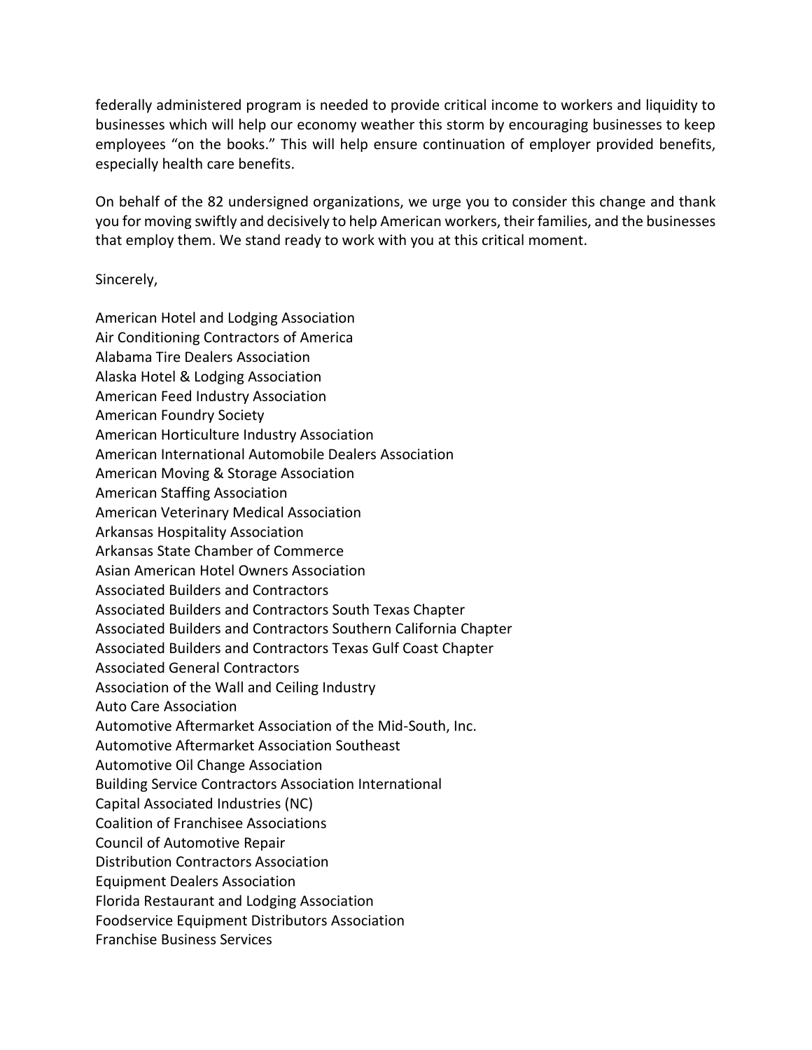federally administered program is needed to provide critical income to workers and liquidity to businesses which will help our economy weather this storm by encouraging businesses to keep employees "on the books." This will help ensure continuation of employer provided benefits, especially health care benefits.

On behalf of the 82 undersigned organizations, we urge you to consider this change and thank you for moving swiftly and decisively to help American workers, their families, and the businesses that employ them. We stand ready to work with you at this critical moment.

Sincerely,

American Hotel and Lodging Association
Air Conditioning Contractors of America
Alabama Tire Dealers Association
Alaska Hotel & Lodging Association
American Feed Industry Association
American Foundry Society
American Horticulture Industry Association
American International Automobile Dealers Association
American Moving & Storage Association
American Staffing Association
American Veterinary Medical Association
Arkansas Hospitality Association
Arkansas State Chamber of Commerce
Asian American Hotel Owners Association
Associated Builders and Contractors
Associated Builders and Contractors South Texas Chapter
Associated Builders and Contractors Southern California Chapter
Associated Builders and Contractors Texas Gulf Coast Chapter
Associated General Contractors
Association of the Wall and Ceiling Industry
Auto Care Association
Automotive Aftermarket Association of the Mid-South, Inc.
Automotive Aftermarket Association Southeast
Automotive Oil Change Association
Building Service Contractors Association International
Capital Associated Industries (NC)
Coalition of Franchisee Associations
Council of Automotive Repair
Distribution Contractors Association
Equipment Dealers Association
Florida Restaurant and Lodging Association
Foodservice Equipment Distributors Association
Franchise Business Services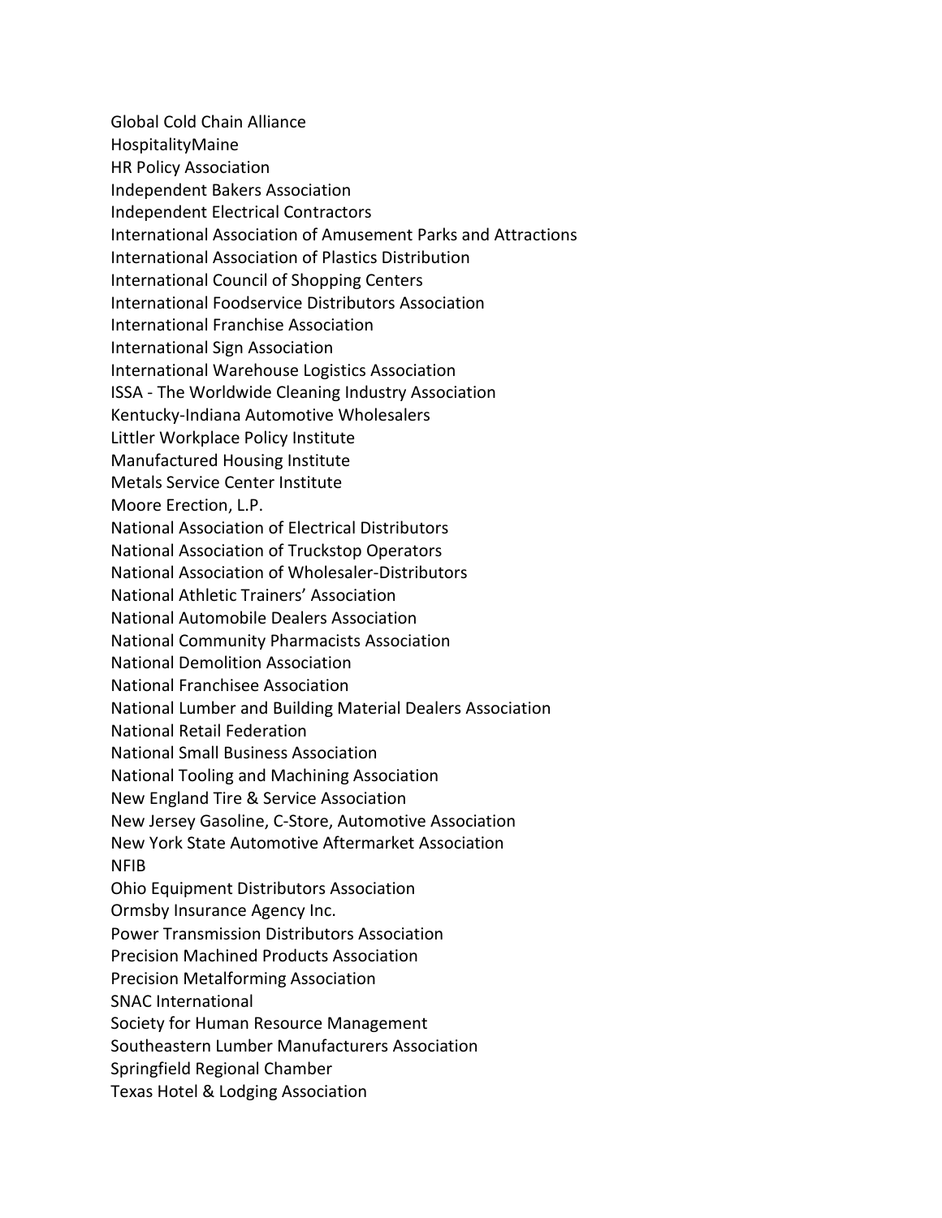Global Cold Chain Alliance
HospitalityMaine
HR Policy Association
Independent Bakers Association
Independent Electrical Contractors
International Association of Amusement Parks and Attractions
International Association of Plastics Distribution
International Council of Shopping Centers
International Foodservice Distributors Association
International Franchise Association
International Sign Association
International Warehouse Logistics Association
ISSA - The Worldwide Cleaning Industry Association
Kentucky-Indiana Automotive Wholesalers
Littler Workplace Policy Institute
Manufactured Housing Institute
Metals Service Center Institute
Moore Erection, L.P.
National Association of Electrical Distributors
National Association of Truckstop Operators
National Association of Wholesaler-Distributors
National Athletic Trainers' Association
National Automobile Dealers Association
National Community Pharmacists Association
National Demolition Association
National Franchisee Association
National Lumber and Building Material Dealers Association
National Retail Federation
National Small Business Association
National Tooling and Machining Association
New England Tire & Service Association
New Jersey Gasoline, C-Store, Automotive Association
New York State Automotive Aftermarket Association
NFIB
Ohio Equipment Distributors Association
Ormsby Insurance Agency Inc.
Power Transmission Distributors Association
Precision Machined Products Association
Precision Metalforming Association
SNAC International
Society for Human Resource Management
Southeastern Lumber Manufacturers Association
Springfield Regional Chamber
Texas Hotel & Lodging Association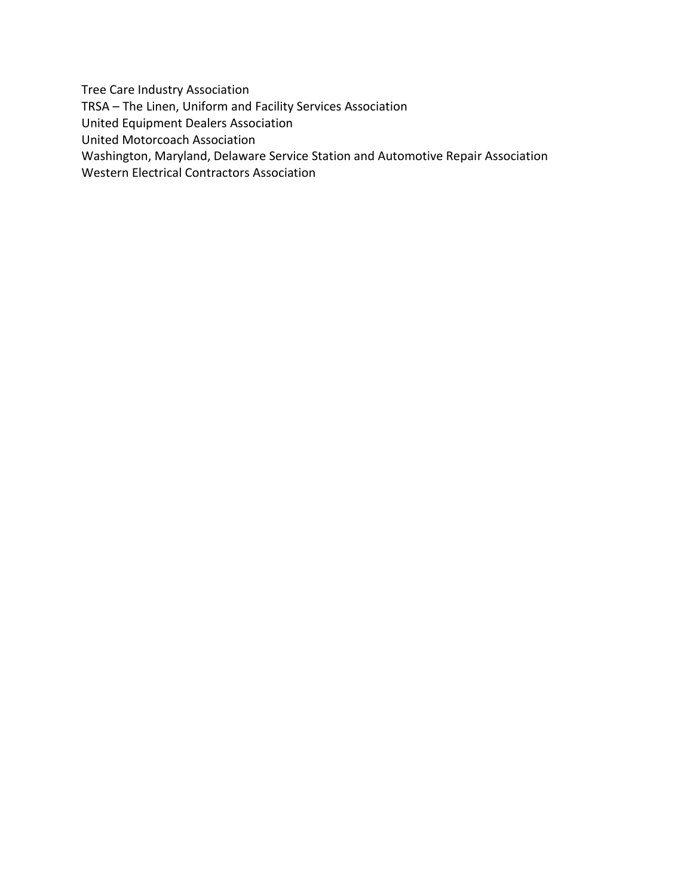Tree Care Industry Association
TRSA – The Linen, Uniform and Facility Services Association
United Equipment Dealers Association
United Motorcoach Association
Washington, Maryland, Delaware Service Station and Automotive Repair Association
Western Electrical Contractors Association